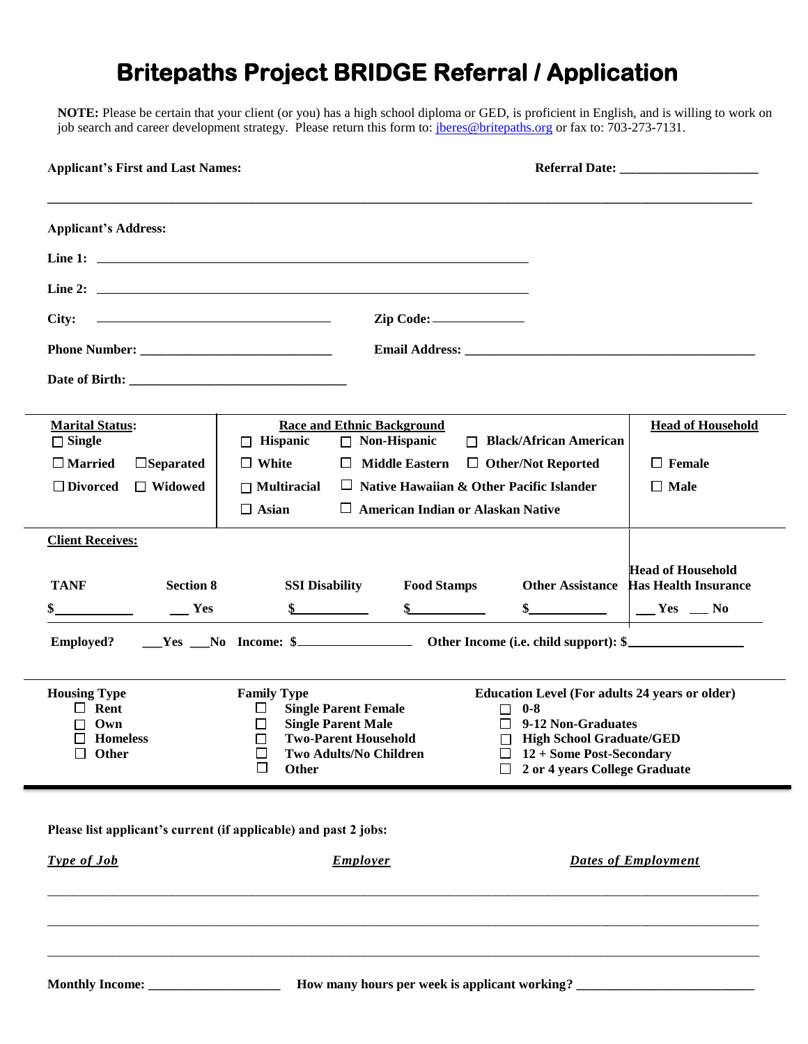# Britepaths Project BRIDGE Referral / Application

**NOTE:** Please be certain that your client (or you) has a high school diploma or GED, is proficient in English, and is willing to work on job search and career development strategy. Please return this form to: jberes@britepaths.org or fax to: 703-273-7131.

**Applicant's First and Last Names:** **Referral Date:** ____________________

______________________________________________________________________________

**Applicant's Address:**

**Line 1:** ____________________________________________

**Line 2:** ____________________________________________

**City:** ________________________ **Zip Code:** __________

**Phone Number:** ____________________ **Email Address:** ______________________________

**Date of Birth:** ________________________

| **Marital Status:** | **Race and Ethnic Background** | **Head of Household** |
|---|---|---|
| ☐ Single | ☐ Hispanic ☐ Non-Hispanic ☐ Black/African American | |
| ☐ Married ☐ Separated | ☐ White ☐ Middle Eastern ☐ Other/Not Reported | ☐ Female |
| ☐ Divorced ☐ Widowed | ☐ Multiracial ☐ Native Hawaiian & Other Pacific Islander | ☐ Male |
| | ☐ Asian ☐ American Indian or Alaskan Native | |

**Client Receives:**

| TANF | Section 8 | SSI Disability | Food Stamps | Other Assistance | Head of Household Has Health Insurance |
|---|---|---|---|---|---|
| $__________ | ___ Yes | $__________ | $__________ | $__________ | ___ Yes ___ No |

**Employed?** ___Yes ___No **Income:** $______________ **Other Income (i.e. child support):** $______________

| **Housing Type** | **Family Type** | **Education Level (For adults 24 years or older)** |
|---|---|---|
| ☐ Rent | ☐ Single Parent Female | ☐ 0-8 |
| ☐ Own | ☐ Single Parent Male | ☐ 9-12 Non-Graduates |
| ☐ Homeless | ☐ Two-Parent Household | ☐ High School Graduate/GED |
| ☐ Other | ☐ Two Adults/No Children | ☐ 12 + Some Post-Secondary |
| | ☐ Other | ☐ 2 or 4 years College Graduate |

**Please list applicant's current (if applicable) and past 2 jobs:**

| ***Type of Job*** | ***Employer*** | ***Dates of Employment*** |
|---|---|---|
| | | |
| | | |
| | | |

**Monthly Income:** __________________ **How many hours per week is applicant working?** ______________________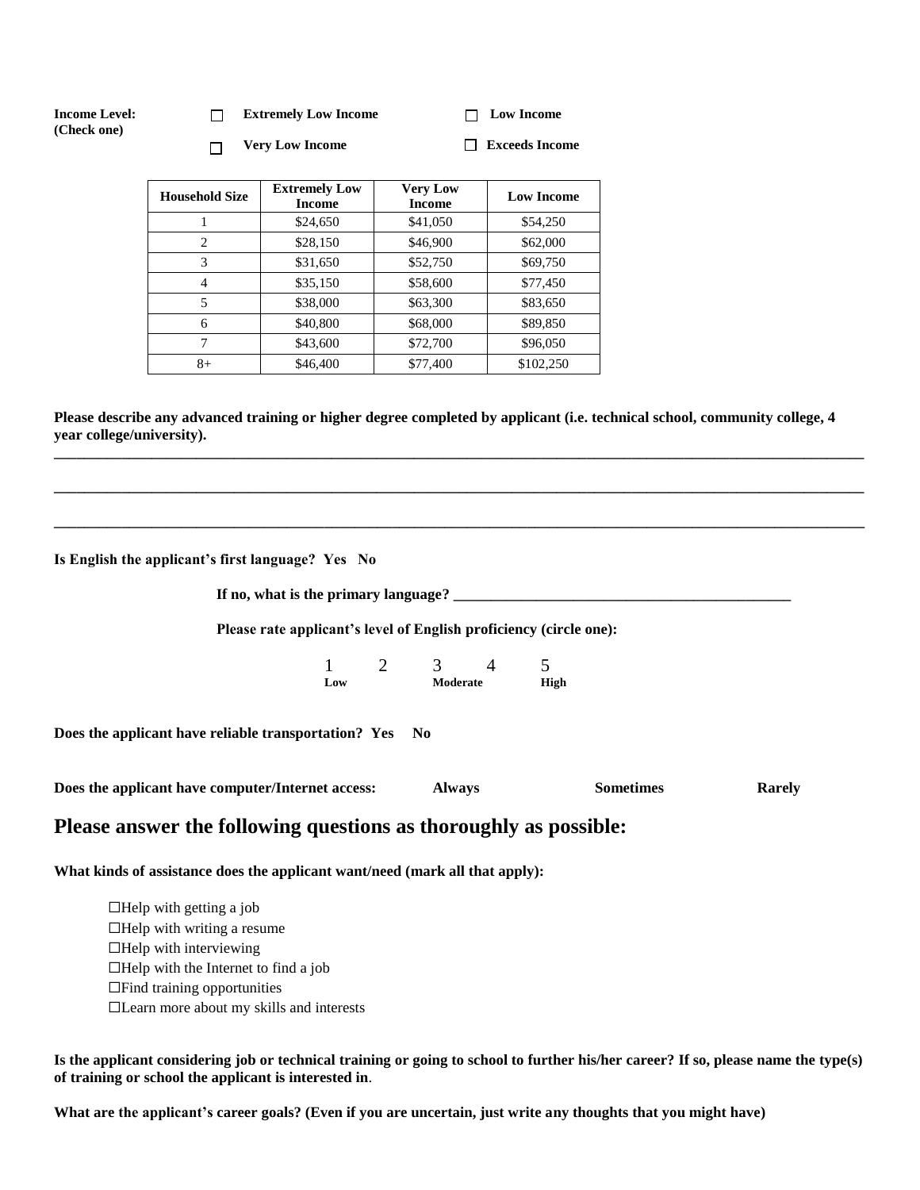**Income Level: (Check one)**

☐ **Extremely Low Income** ☐ **Low Income**

☐ **Very Low Income** ☐ **Exceeds Income**

| Household Size | Extremely Low Income | Very Low Income | Low Income |
|---|---|---|---|
| 1 | $24,650 | $41,050 | $54,250 |
| 2 | $28,150 | $46,900 | $62,000 |
| 3 | $31,650 | $52,750 | $69,750 |
| 4 | $35,150 | $58,600 | $77,450 |
| 5 | $38,000 | $63,300 | $83,650 |
| 6 | $40,800 | $68,000 | $89,850 |
| 7 | $43,600 | $72,700 | $96,050 |
| 8+ | $46,400 | $77,400 | $102,250 |

**Please describe any advanced training or higher degree completed by applicant (i.e. technical school, community college, 4 year college/university).**

_______________________________________________________________________________

_______________________________________________________________________________

_______________________________________________________________________________

**Is English the applicant's first language? Yes No**

**If no, what is the primary language? ______________________________________________**

**Please rate applicant's level of English proficiency (circle one):**

1 Low 2 3 Moderate 4 5 High

**Does the applicant have reliable transportation? Yes No**

**Does the applicant have computer/Internet access: Always Sometimes Rarely**

## Please answer the following questions as thoroughly as possible:

**What kinds of assistance does the applicant want/need (mark all that apply):**

☐Help with getting a job
☐Help with writing a resume
☐Help with interviewing
☐Help with the Internet to find a job
☐Find training opportunities
☐Learn more about my skills and interests

**Is the applicant considering job or technical training or going to school to further his/her career? If so, please name the type(s) of training or school the applicant is interested in**.

**What are the applicant's career goals? (Even if you are uncertain, just write any thoughts that you might have)**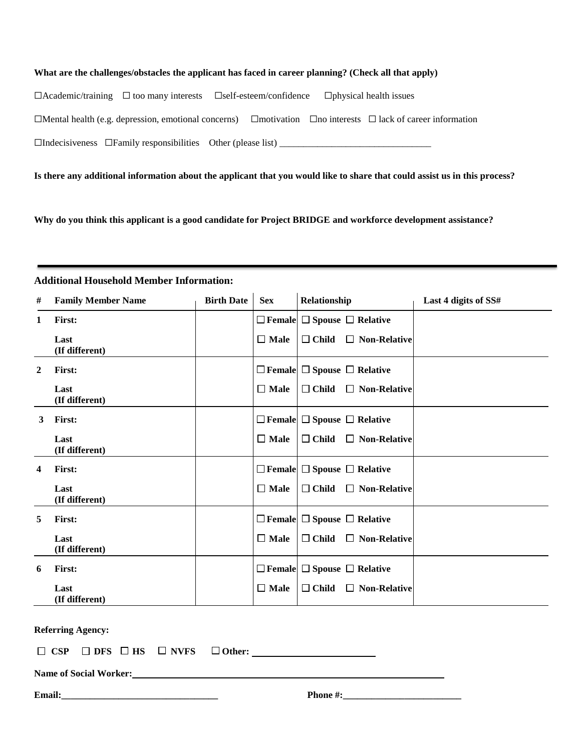**What are the challenges/obstacles the applicant has faced in career planning? (Check all that apply)**

☐Academic/training ☐ too many interests ☐self-esteem/confidence ☐physical health issues

☐Mental health (e.g. depression, emotional concerns) ☐motivation ☐no interests ☐ lack of career information

☐Indecisiveness ☐Family responsibilities Other (please list) ________________________________

**Is there any additional information about the applicant that you would like to share that could assist us in this process?**

**Why do you think this applicant is a good candidate for Project BRIDGE and workforce development assistance?**

---

### Additional Household Member Information:

| # | Family Member Name | Birth Date | Sex | Relationship | Last 4 digits of SS# |
|---|---|---|---|---|---|
| 1 | First:<br>Last (If different) | | ☐ Female<br>☐ Male | ☐ Spouse ☐ Relative<br>☐ Child ☐ Non-Relative | |
| 2 | First:<br>Last (If different) | | ☐ Female<br>☐ Male | ☐ Spouse ☐ Relative<br>☐ Child ☐ Non-Relative | |
| 3 | First:<br>Last (If different) | | ☐ Female<br>☐ Male | ☐ Spouse ☐ Relative<br>☐ Child ☐ Non-Relative | |
| 4 | First:<br>Last (If different) | | ☐ Female<br>☐ Male | ☐ Spouse ☐ Relative<br>☐ Child ☐ Non-Relative | |
| 5 | First:<br>Last (If different) | | ☐ Female<br>☐ Male | ☐ Spouse ☐ Relative<br>☐ Child ☐ Non-Relative | |
| 6 | First:<br>Last (If different) | | ☐ Female<br>☐ Male | ☐ Spouse ☐ Relative<br>☐ Child ☐ Non-Relative | |

**Referring Agency:**

☐ **CSP** ☐ **DFS** ☐ **HS** ☐ **NVFS** ☐ **Other:** ____________________________

**Name of Social Worker:**______________________________________________________________________

**Email:**_________________________________ **Phone #:**_________________________